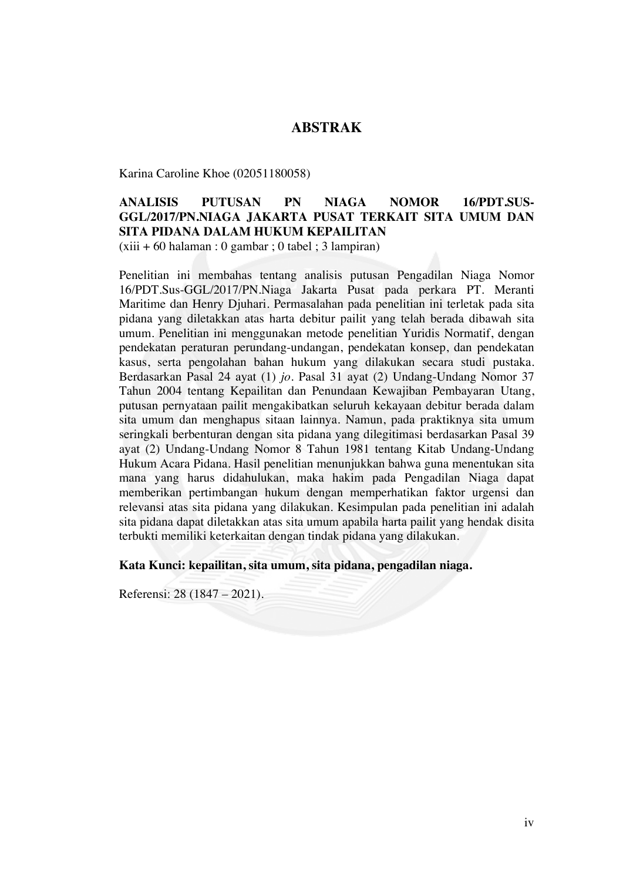# ABSTRAK

Karina Caroline Khoe (02051180058)

**ANALISIS PUTUSAN PN NIAGA NOMOR 16/PDT.SUS-GGL/2017/PN.NIAGA JAKARTA PUSAT TERKAIT SITA UMUM DAN SITA PIDANA DALAM HUKUM KEPAILITAN**

(xiii + 60 halaman : 0 gambar ; 0 tabel ; 3 lampiran)

Penelitian ini membahas tentang analisis putusan Pengadilan Niaga Nomor 16/PDT.Sus-GGL/2017/PN.Niaga Jakarta Pusat pada perkara PT. Meranti Maritime dan Henry Djuhari. Permasalahan pada penelitian ini terletak pada sita pidana yang diletakkan atas harta debitur pailit yang telah berada dibawah sita umum. Penelitian ini menggunakan metode penelitian Yuridis Normatif, dengan pendekatan peraturan perundang-undangan, pendekatan konsep, dan pendekatan kasus, serta pengolahan bahan hukum yang dilakukan secara studi pustaka. Berdasarkan Pasal 24 ayat (1) *jo*. Pasal 31 ayat (2) Undang-Undang Nomor 37 Tahun 2004 tentang Kepailitan dan Penundaan Kewajiban Pembayaran Utang, putusan pernyataan pailit mengakibatkan seluruh kekayaan debitur berada dalam sita umum dan menghapus sitaan lainnya. Namun, pada praktiknya sita umum seringkali berbenturan dengan sita pidana yang dilegitimasi berdasarkan Pasal 39 ayat (2) Undang-Undang Nomor 8 Tahun 1981 tentang Kitab Undang-Undang Hukum Acara Pidana. Hasil penelitian menunjukkan bahwa guna menentukan sita mana yang harus didahulukan, maka hakim pada Pengadilan Niaga dapat memberikan pertimbangan hukum dengan memperhatikan faktor urgensi dan relevansi atas sita pidana yang dilakukan. Kesimpulan pada penelitian ini adalah sita pidana dapat diletakkan atas sita umum apabila harta pailit yang hendak disita terbukti memiliki keterkaitan dengan tindak pidana yang dilakukan.

**Kata Kunci: kepailitan, sita umum, sita pidana, pengadilan niaga.**

Referensi: 28 (1847 – 2021).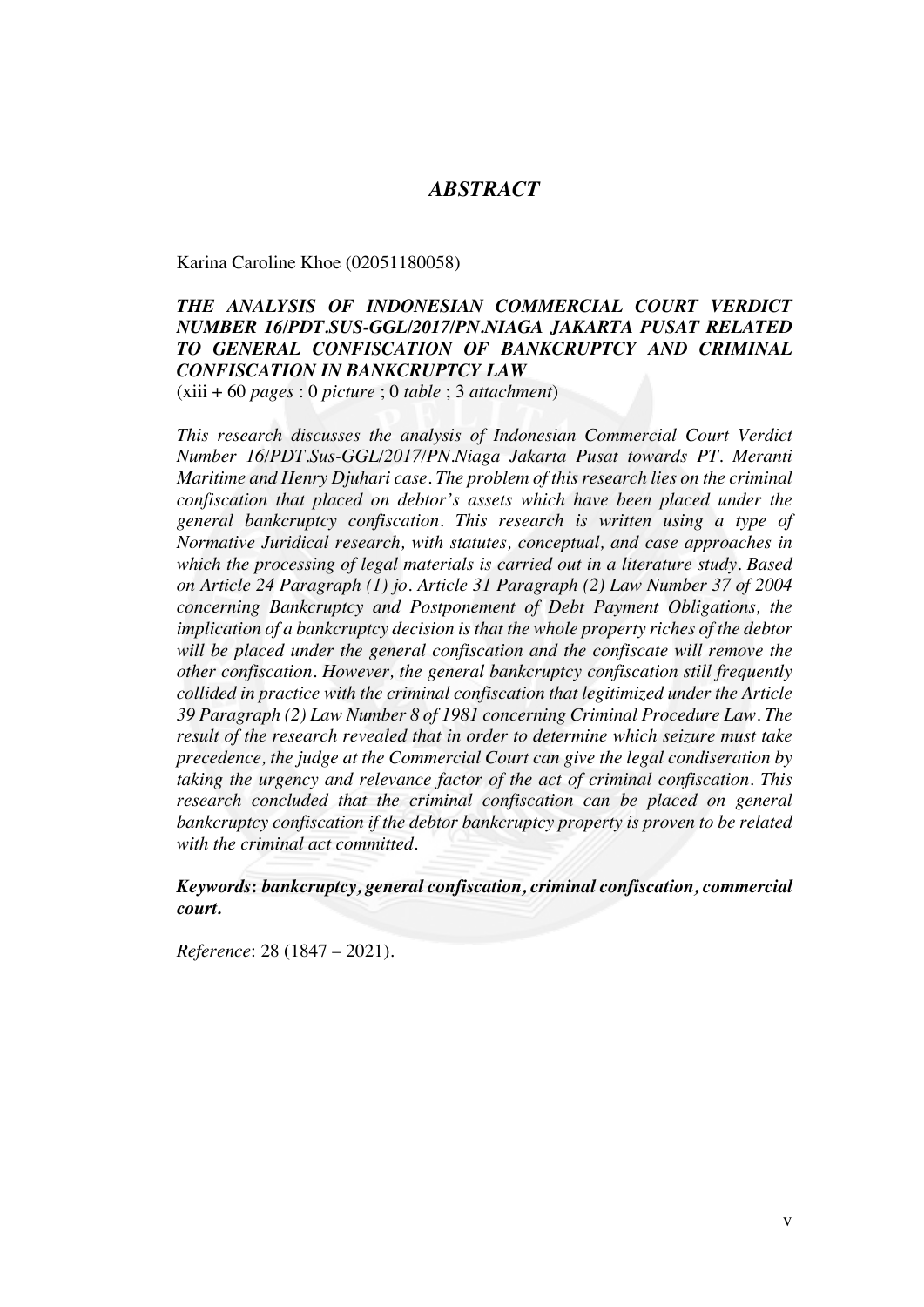## *ABSTRACT*

Karina Caroline Khoe (02051180058)

***THE ANALYSIS OF INDONESIAN COMMERCIAL COURT VERDICT NUMBER 16/PDT.SUS-GGL/2017/PN.NIAGA JAKARTA PUSAT RELATED TO GENERAL CONFISCATION OF BANKCRUPTCY AND CRIMINAL CONFISCATION IN BANKCRUPTCY LAW***

(xiii + 60 *pages* : 0 *picture* ; 0 *table* ; 3 *attachment*)

*This research discusses the analysis of Indonesian Commercial Court Verdict Number 16/PDT.Sus-GGL/2017/PN.Niaga Jakarta Pusat towards PT. Meranti Maritime and Henry Djuhari case. The problem of this research lies on the criminal confiscation that placed on debtor's assets which have been placed under the general bankcruptcy confiscation. This research is written using a type of Normative Juridical research, with statutes, conceptual, and case approaches in which the processing of legal materials is carried out in a literature study. Based on Article 24 Paragraph (1) jo. Article 31 Paragraph (2) Law Number 37 of 2004 concerning Bankcruptcy and Postponement of Debt Payment Obligations, the implication of a bankcruptcy decision is that the whole property riches of the debtor will be placed under the general confiscation and the confiscate will remove the other confiscation. However, the general bankcruptcy confiscation still frequently collided in practice with the criminal confiscation that legitimized under the Article 39 Paragraph (2) Law Number 8 of 1981 concerning Criminal Procedure Law. The result of the research revealed that in order to determine which seizure must take precedence, the judge at the Commercial Court can give the legal condiseration by taking the urgency and relevance factor of the act of criminal confiscation. This research concluded that the criminal confiscation can be placed on general bankcruptcy confiscation if the debtor bankcruptcy property is proven to be related with the criminal act committed.*

***Keywords: bankcruptcy, general confiscation, criminal confiscation, commercial court.***

*Reference*: 28 (1847 – 2021).